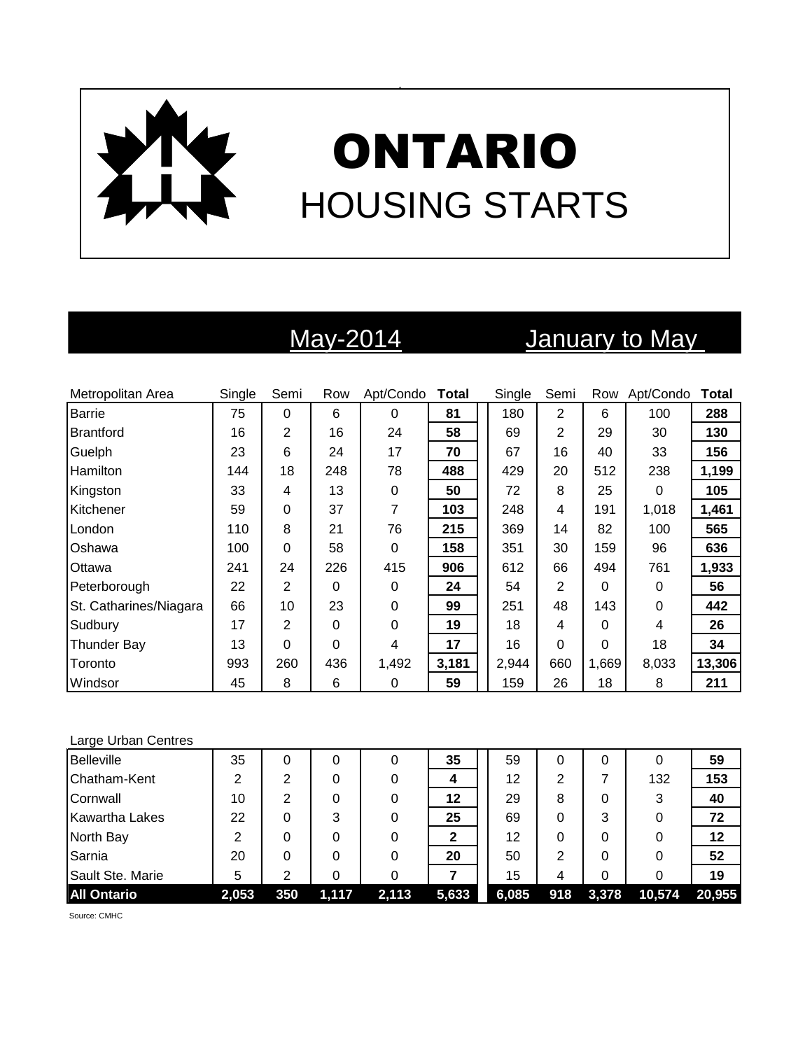# ONTARIO

## HOUSING STARTS

| Metropolitan Area | May-2014 | | | | | January to May | | | | |
|---|---|---|---|---|---|---|---|---|---|---|
| | Single | Semi | Row | Apt/Condo | **Total** | Single | Semi | Row | Apt/Condo | **Total** |
| Barrie | 75 | 0 | 6 | 0 | **81** | 180 | 2 | 6 | 100 | **288** |
| Brantford | 16 | 2 | 16 | 24 | **58** | 69 | 2 | 29 | 30 | **130** |
| Guelph | 23 | 6 | 24 | 17 | **70** | 67 | 16 | 40 | 33 | **156** |
| Hamilton | 144 | 18 | 248 | 78 | **488** | 429 | 20 | 512 | 238 | **1,199** |
| Kingston | 33 | 4 | 13 | 0 | **50** | 72 | 8 | 25 | 0 | **105** |
| Kitchener | 59 | 0 | 37 | 7 | **103** | 248 | 4 | 191 | 1,018 | **1,461** |
| London | 110 | 8 | 21 | 76 | **215** | 369 | 14 | 82 | 100 | **565** |
| Oshawa | 100 | 0 | 58 | 0 | **158** | 351 | 30 | 159 | 96 | **636** |
| Ottawa | 241 | 24 | 226 | 415 | **906** | 612 | 66 | 494 | 761 | **1,933** |
| Peterborough | 22 | 2 | 0 | 0 | **24** | 54 | 2 | 0 | 0 | **56** |
| St. Catharines/Niagara | 66 | 10 | 23 | 0 | **99** | 251 | 48 | 143 | 0 | **442** |
| Sudbury | 17 | 2 | 0 | 0 | **19** | 18 | 4 | 0 | 4 | **26** |
| Thunder Bay | 13 | 0 | 0 | 4 | **17** | 16 | 0 | 0 | 18 | **34** |
| Toronto | 993 | 260 | 436 | 1,492 | **3,181** | 2,944 | 660 | 1,669 | 8,033 | **13,306** |
| Windsor | 45 | 8 | 6 | 0 | **59** | 159 | 26 | 18 | 8 | **211** |

| Large Urban Centres | Single | Semi | Row | Apt/Condo | **Total** | Single | Semi | Row | Apt/Condo | **Total** |
|---|---|---|---|---|---|---|---|---|---|---|
| Belleville | 35 | 0 | 0 | 0 | **35** | 59 | 0 | 0 | 0 | **59** |
| Chatham-Kent | 2 | 2 | 0 | 0 | **4** | 12 | 2 | 7 | 132 | **153** |
| Cornwall | 10 | 2 | 0 | 0 | **12** | 29 | 8 | 0 | 3 | **40** |
| Kawartha Lakes | 22 | 0 | 3 | 0 | **25** | 69 | 0 | 3 | 0 | **72** |
| North Bay | 2 | 0 | 0 | 0 | **2** | 12 | 0 | 0 | 0 | **12** |
| Sarnia | 20 | 0 | 0 | 0 | **20** | 50 | 2 | 0 | 0 | **52** |
| Sault Ste. Marie | 5 | 2 | 0 | 0 | **7** | 15 | 4 | 0 | 0 | **19** |
| **All Ontario** | **2,053** | **350** | **1,117** | **2,113** | **5,633** | **6,085** | **918** | **3,378** | **10,574** | **20,955** |

Source: CMHC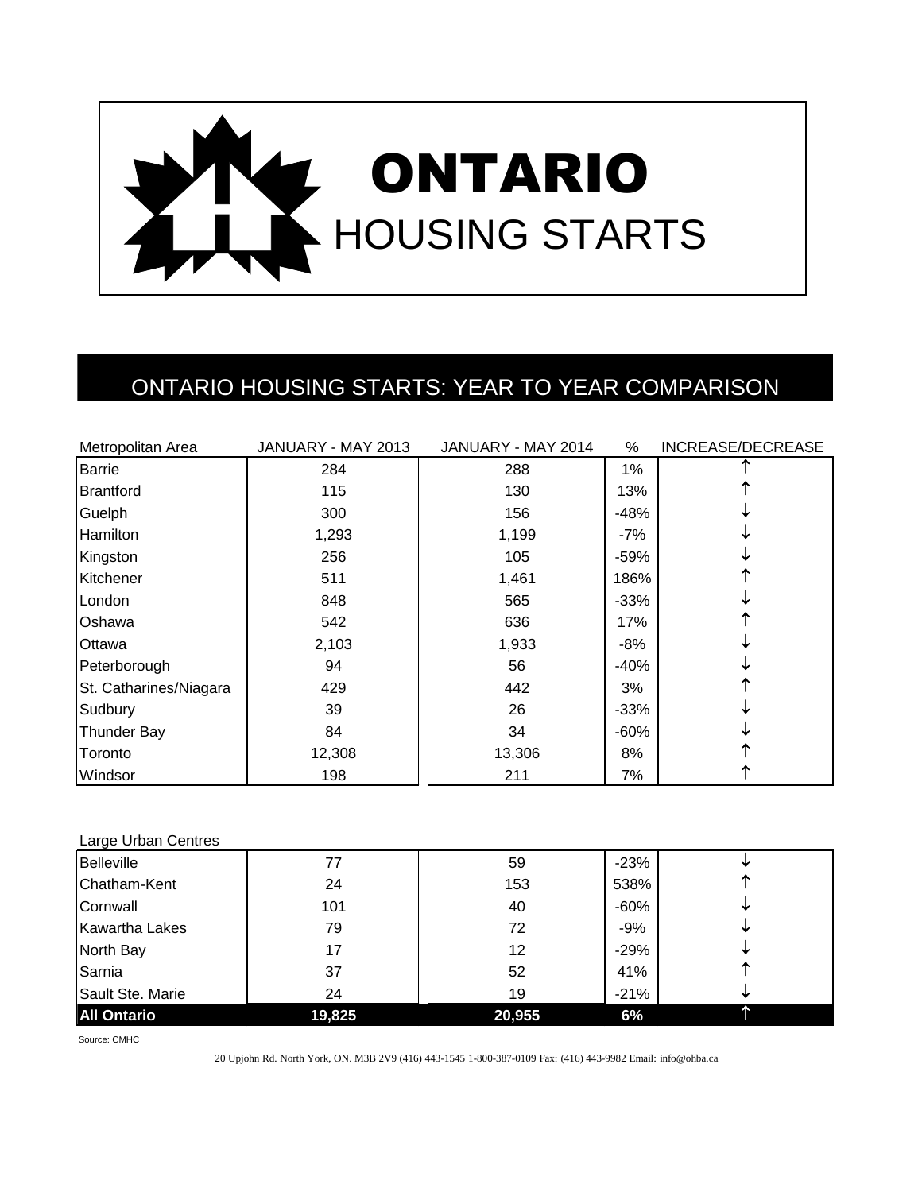# ONTARIO
## HOUSING STARTS

## ONTARIO HOUSING STARTS: YEAR TO YEAR COMPARISON

| Metropolitan Area | JANUARY - MAY 2013 | JANUARY - MAY 2014 | % | INCREASE/DECREASE |
|---|---|---|---|---|
| Barrie | 284 | 288 | 1% | ↑ |
| Brantford | 115 | 130 | 13% | ↑ |
| Guelph | 300 | 156 | -48% | ↓ |
| Hamilton | 1,293 | 1,199 | -7% | ↓ |
| Kingston | 256 | 105 | -59% | ↓ |
| Kitchener | 511 | 1,461 | 186% | ↑ |
| London | 848 | 565 | -33% | ↓ |
| Oshawa | 542 | 636 | 17% | ↑ |
| Ottawa | 2,103 | 1,933 | -8% | ↓ |
| Peterborough | 94 | 56 | -40% | ↓ |
| St. Catharines/Niagara | 429 | 442 | 3% | ↑ |
| Sudbury | 39 | 26 | -33% | ↓ |
| Thunder Bay | 84 | 34 | -60% | ↓ |
| Toronto | 12,308 | 13,306 | 8% | ↑ |
| Windsor | 198 | 211 | 7% | ↑ |

| Large Urban Centres | | | | |
|---|---|---|---|---|
| Belleville | 77 | 59 | -23% | ↓ |
| Chatham-Kent | 24 | 153 | 538% | ↑ |
| Cornwall | 101 | 40 | -60% | ↓ |
| Kawartha Lakes | 79 | 72 | -9% | ↓ |
| North Bay | 17 | 12 | -29% | ↓ |
| Sarnia | 37 | 52 | 41% | ↑ |
| Sault Ste. Marie | 24 | 19 | -21% | ↓ |
| **All Ontario** | **19,825** | **20,955** | **6%** | ↑ |

Source: CMHC

20 Upjohn Rd. North York, ON. M3B 2V9 (416) 443-1545 1-800-387-0109 Fax: (416) 443-9982 Email: info@ohba.ca